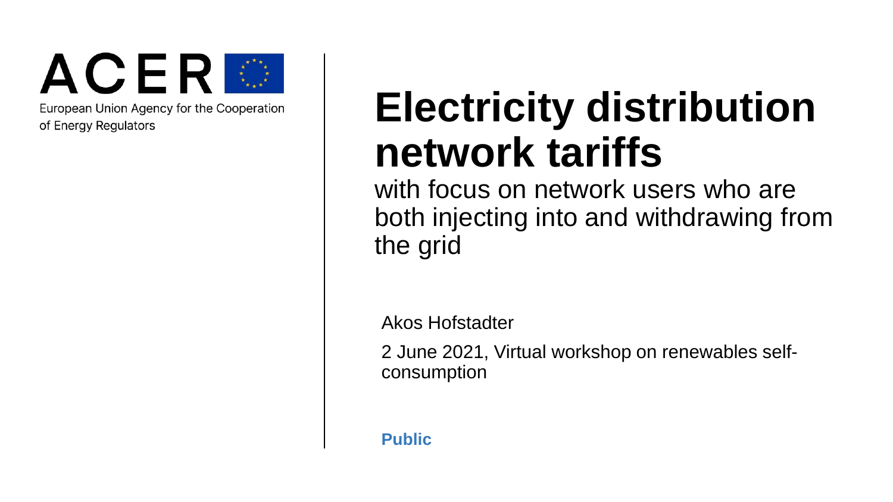ACER

European Union Agency for the Cooperation of Energy Regulators

# Electricity distribution network tariffs

with focus on network users who are both injecting into and withdrawing from the grid

Akos Hofstadter

2 June 2021, Virtual workshop on renewables self-consumption

**Public**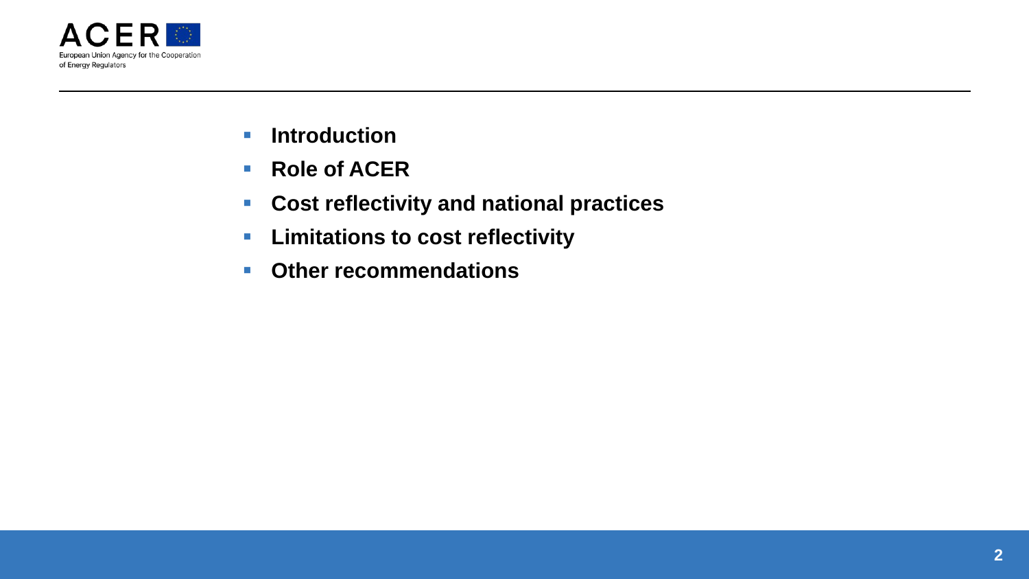- **Introduction**
- **Role of ACER**
- **Cost reflectivity and national practices**
- **Limitations to cost reflectivity**
- **Other recommendations**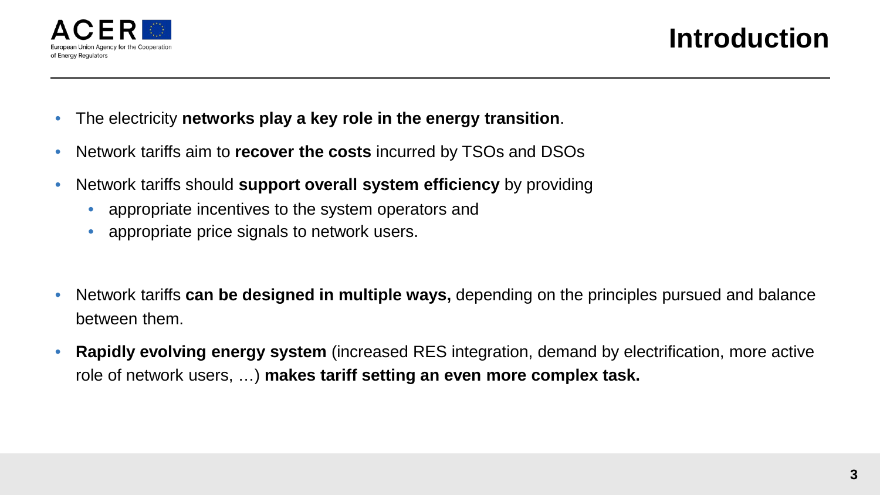# Introduction

- The electricity **networks play a key role in the energy transition**.
- Network tariffs aim to **recover the costs** incurred by TSOs and DSOs
- Network tariffs should **support overall system efficiency** by providing
  - appropriate incentives to the system operators and
  - appropriate price signals to network users.

- Network tariffs **can be designed in multiple ways,** depending on the principles pursued and balance between them.
- **Rapidly evolving energy system** (increased RES integration, demand by electrification, more active role of network users, …) **makes tariff setting an even more complex task.**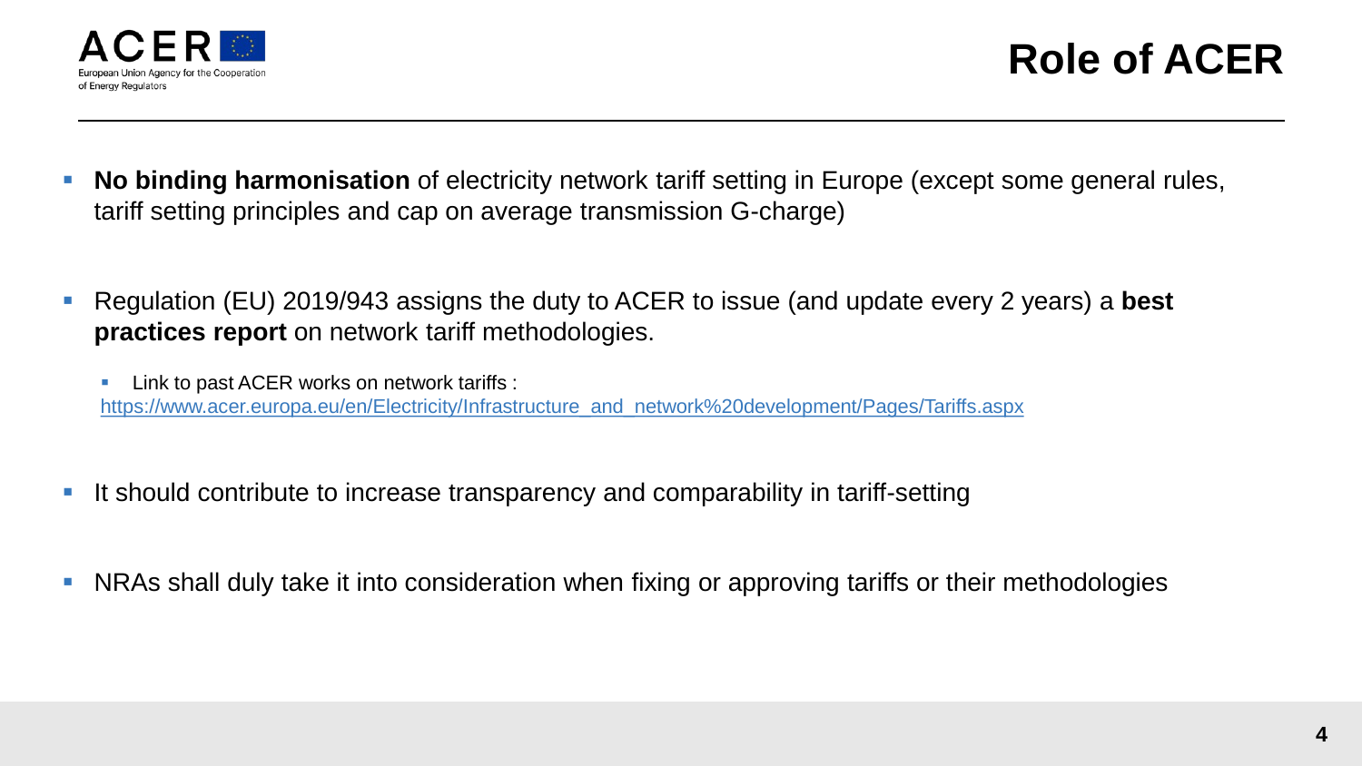# Role of ACER

- **No binding harmonisation** of electricity network tariff setting in Europe (except some general rules, tariff setting principles and cap on average transmission G-charge)
- Regulation (EU) 2019/943 assigns the duty to ACER to issue (and update every 2 years) a **best practices report** on network tariff methodologies.
  - Link to past ACER works on network tariffs : https://www.acer.europa.eu/en/Electricity/Infrastructure_and_network%20development/Pages/Tariffs.aspx
- It should contribute to increase transparency and comparability in tariff-setting
- NRAs shall duly take it into consideration when fixing or approving tariffs or their methodologies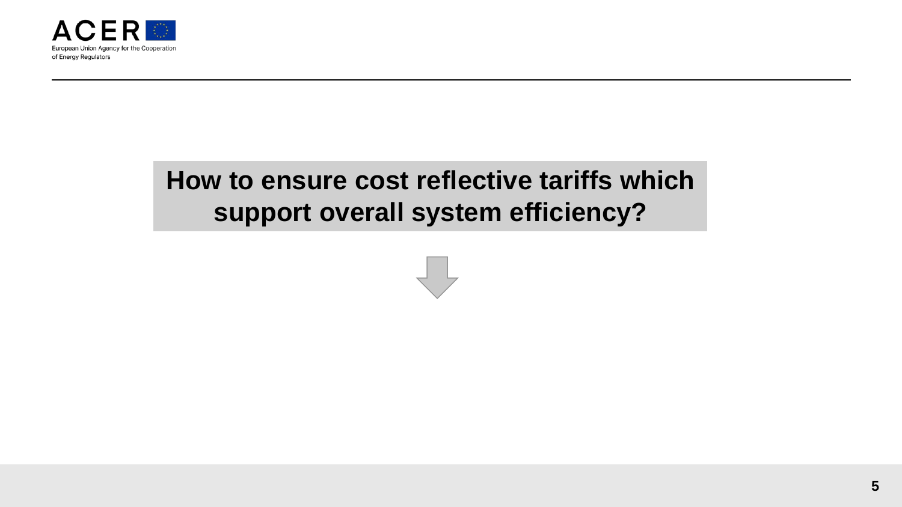**How to ensure cost reflective tariffs which support overall system efficiency?**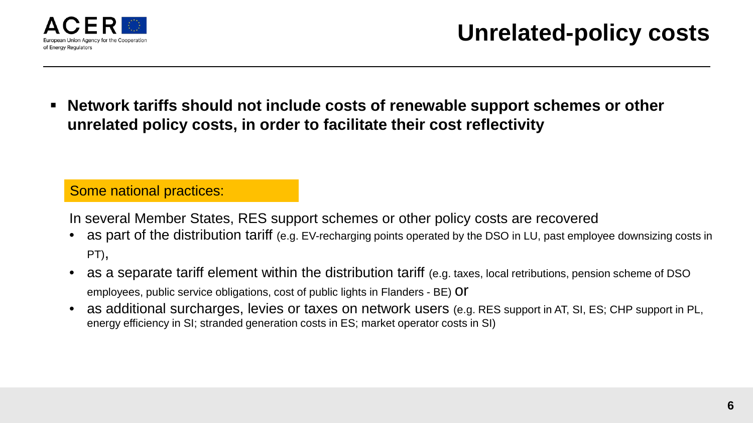# Unrelated-policy costs

- **Network tariffs should not include costs of renewable support schemes or other unrelated policy costs, in order to facilitate their cost reflectivity**

Some national practices:

In several Member States, RES support schemes or other policy costs are recovered

- as part of the distribution tariff (e.g. EV-recharging points operated by the DSO in LU, past employee downsizing costs in PT),
- as a separate tariff element within the distribution tariff (e.g. taxes, local retributions, pension scheme of DSO employees, public service obligations, cost of public lights in Flanders - BE) or
- as additional surcharges, levies or taxes on network users (e.g. RES support in AT, SI, ES; CHP support in PL, energy efficiency in SI; stranded generation costs in ES; market operator costs in SI)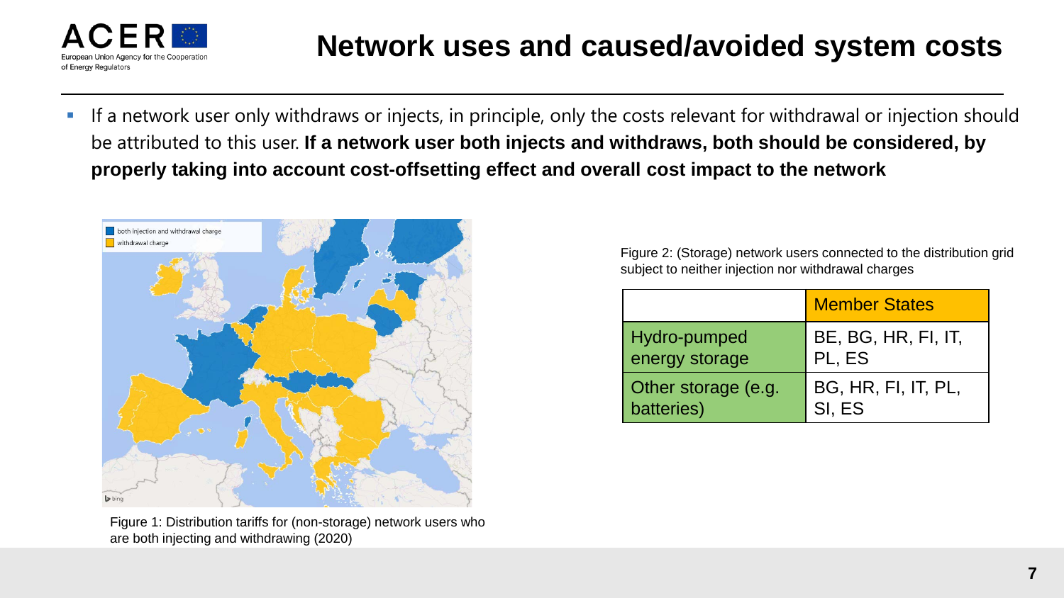# Network uses and caused/avoided system costs

- If a network user only withdraws or injects, in principle, only the costs relevant for withdrawal or injection should be attributed to this user. **If a network user both injects and withdraws, both should be considered, by properly taking into account cost-offsetting effect and overall cost impact to the network**

Figure 1: Distribution tariffs for (non-storage) network users who are both injecting and withdrawing (2020)

Figure 2: (Storage) network users connected to the distribution grid subject to neither injection nor withdrawal charges

| | Member States |
|---|---|
| Hydro-pumped energy storage | BE, BG, HR, FI, IT, PL, ES |
| Other storage (e.g. batteries) | BG, HR, FI, IT, PL, SI, ES |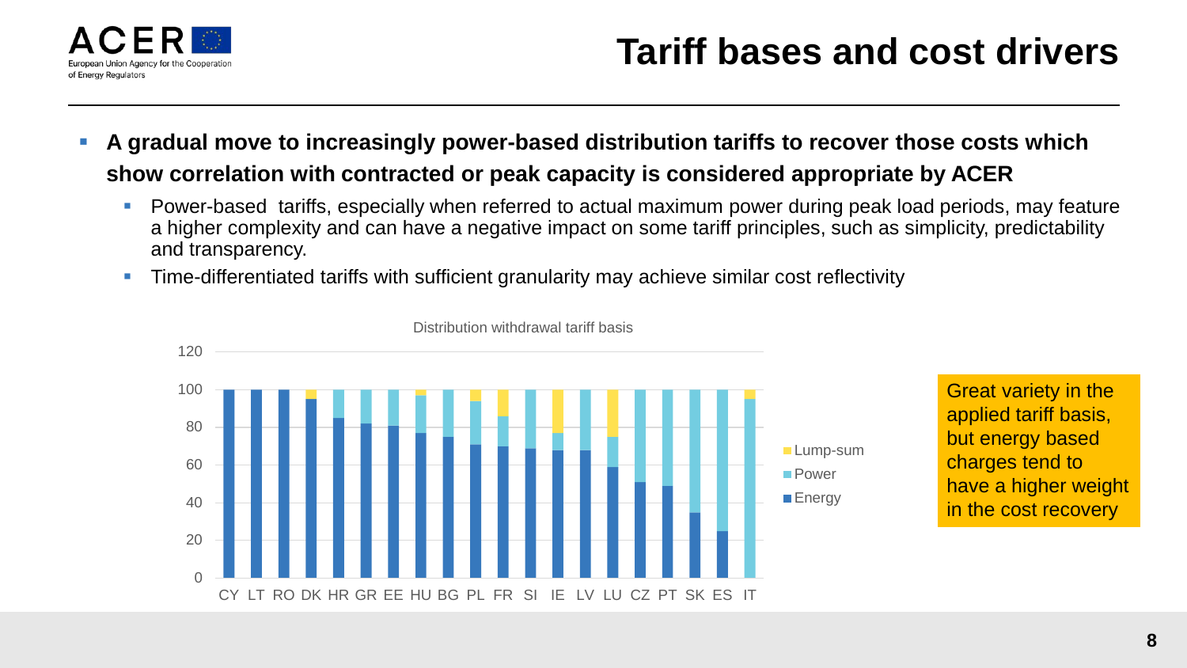# Tariff bases and cost drivers

- **A gradual move to increasingly power-based distribution tariffs to recover those costs which show correlation with contracted or peak capacity is considered appropriate by ACER**
  - Power-based tariffs, especially when referred to actual maximum power during peak load periods, may feature a higher complexity and can have a negative impact on some tariff principles, such as simplicity, predictability and transparency.
  - Time-differentiated tariffs with sufficient granularity may achieve similar cost reflectivity

Distribution withdrawal tariff basis

Great variety in the applied tariff basis, but energy based charges tend to have a higher weight in the cost recovery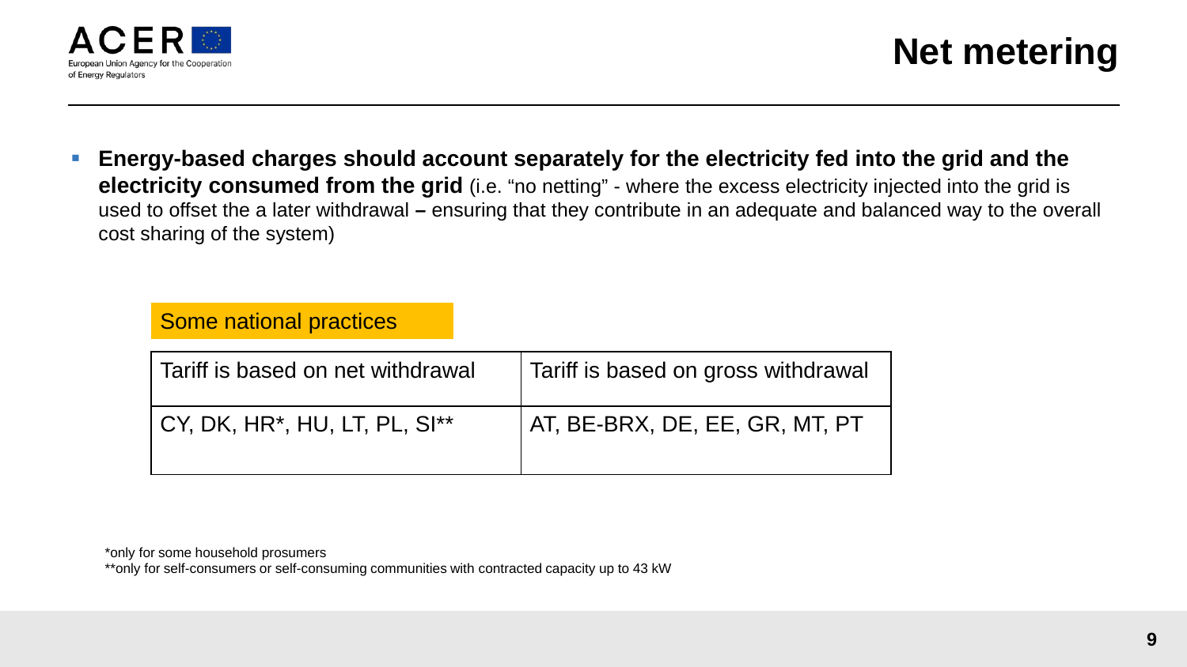# Net metering

- **Energy-based charges should account separately for the electricity fed into the grid and the electricity consumed from the grid** (i.e. "no netting" - where the excess electricity injected into the grid is used to offset the a later withdrawal **–** ensuring that they contribute in an adequate and balanced way to the overall cost sharing of the system)

Some national practices

| Tariff is based on net withdrawal | Tariff is based on gross withdrawal |
|---|---|
| CY, DK, HR*, HU, LT, PL, SI** | AT, BE-BRX, DE, EE, GR, MT, PT |

*only for some household prosumers
**only for self-consumers or self-consuming communities with contracted capacity up to 43 kW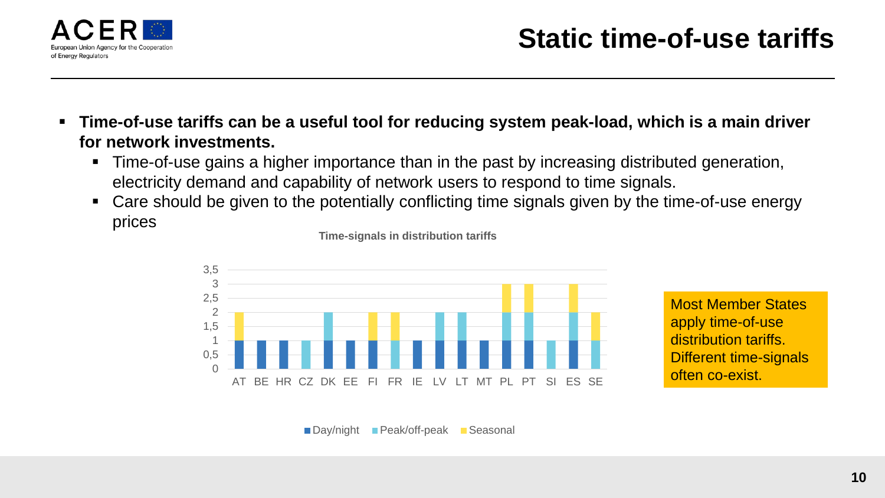# Static time-of-use tariffs

- **Time-of-use tariffs can be a useful tool for reducing system peak-load, which is a main driver for network investments.**
  - Time-of-use gains a higher importance than in the past by increasing distributed generation, electricity demand and capability of network users to respond to time signals.
  - Care should be given to the potentially conflicting time signals given by the time-of-use energy prices

**Time-signals in distribution tariffs**

| Country | Day/night | Peak/off-peak | Seasonal |
|---|---|---|---|
| AT | 1 | | 1 |
| BE | 1 | | |
| HR | 1 | | |
| CZ | | 1 | |
| DK | 1 | 1 | |
| EE | 1 | | |
| FI | 1 | | 1 |
| FR | | 1 | 1 |
| IE | 1 | | |
| LV | 1 | 1 | |
| LT | 1 | 1 | |
| MT | 1 | | |
| PL | 1 | 1 | 1 |
| PT | 1 | 1 | 1 |
| SI | | 1 | |
| ES | 1 | 1 | 1 |
| SE | | 1 | 1 |

Most Member States apply time-of-use distribution tariffs. Different time-signals often co-exist.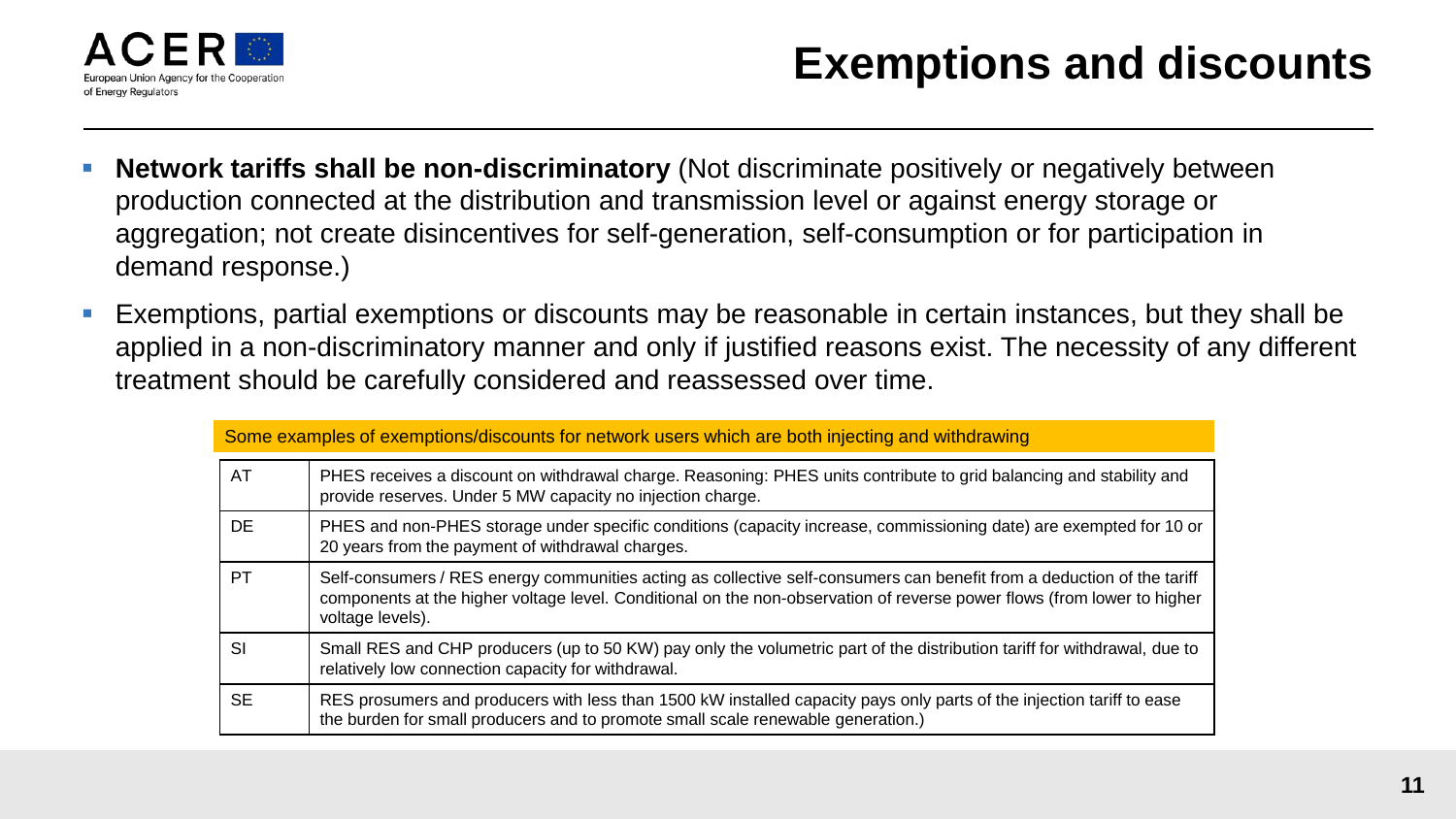# Exemptions and discounts

- **Network tariffs shall be non-discriminatory** (Not discriminate positively or negatively between production connected at the distribution and transmission level or against energy storage or aggregation; not create disincentives for self-generation, self-consumption or for participation in demand response.)
- Exemptions, partial exemptions or discounts may be reasonable in certain instances, but they shall be applied in a non-discriminatory manner and only if justified reasons exist. The necessity of any different treatment should be carefully considered and reassessed over time.

| Some examples of exemptions/discounts for network users which are both injecting and withdrawing | |
|---|---|
| AT | PHES receives a discount on withdrawal charge. Reasoning: PHES units contribute to grid balancing and stability and provide reserves. Under 5 MW capacity no injection charge. |
| DE | PHES and non-PHES storage under specific conditions (capacity increase, commissioning date) are exempted for 10 or 20 years from the payment of withdrawal charges. |
| PT | Self-consumers / RES energy communities acting as collective self-consumers can benefit from a deduction of the tariff components at the higher voltage level. Conditional on the non-observation of reverse power flows (from lower to higher voltage levels). |
| SI | Small RES and CHP producers (up to 50 KW) pay only the volumetric part of the distribution tariff for withdrawal, due to relatively low connection capacity for withdrawal. |
| SE | RES prosumers and producers with less than 1500 kW installed capacity pays only parts of the injection tariff to ease the burden for small producers and to promote small scale renewable generation.) |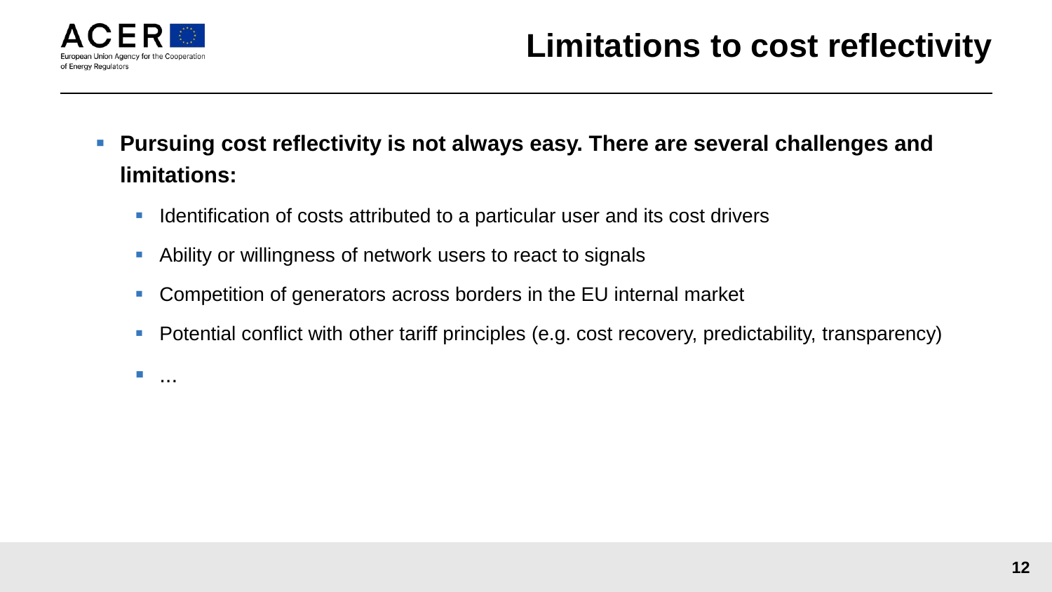# Limitations to cost reflectivity

- **Pursuing cost reflectivity is not always easy. There are several challenges and limitations:**
  - Identification of costs attributed to a particular user and its cost drivers
  - Ability or willingness of network users to react to signals
  - Competition of generators across borders in the EU internal market
  - Potential conflict with other tariff principles (e.g. cost recovery, predictability, transparency)
  - …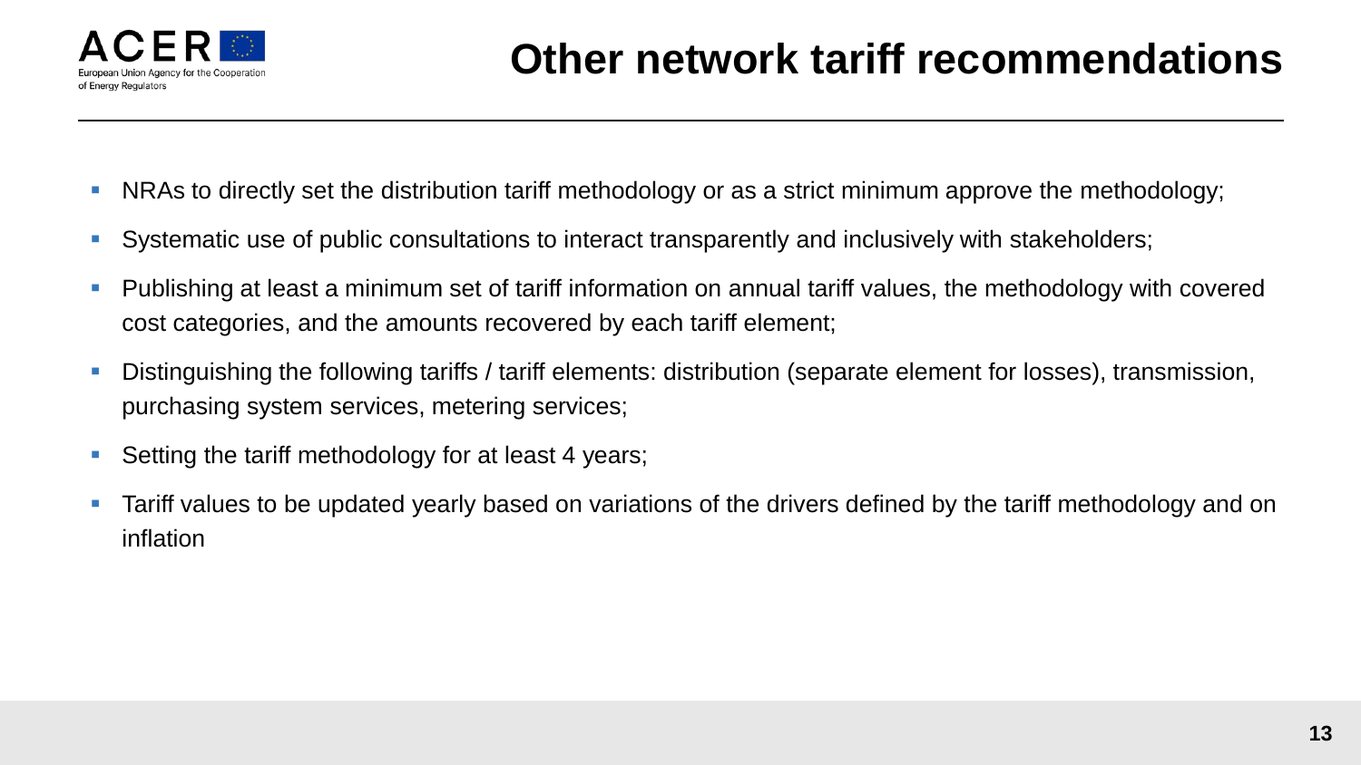# Other network tariff recommendations

- NRAs to directly set the distribution tariff methodology or as a strict minimum approve the methodology;
- Systematic use of public consultations to interact transparently and inclusively with stakeholders;
- Publishing at least a minimum set of tariff information on annual tariff values, the methodology with covered cost categories, and the amounts recovered by each tariff element;
- Distinguishing the following tariffs / tariff elements: distribution (separate element for losses), transmission, purchasing system services, metering services;
- Setting the tariff methodology for at least 4 years;
- Tariff values to be updated yearly based on variations of the drivers defined by the tariff methodology and on inflation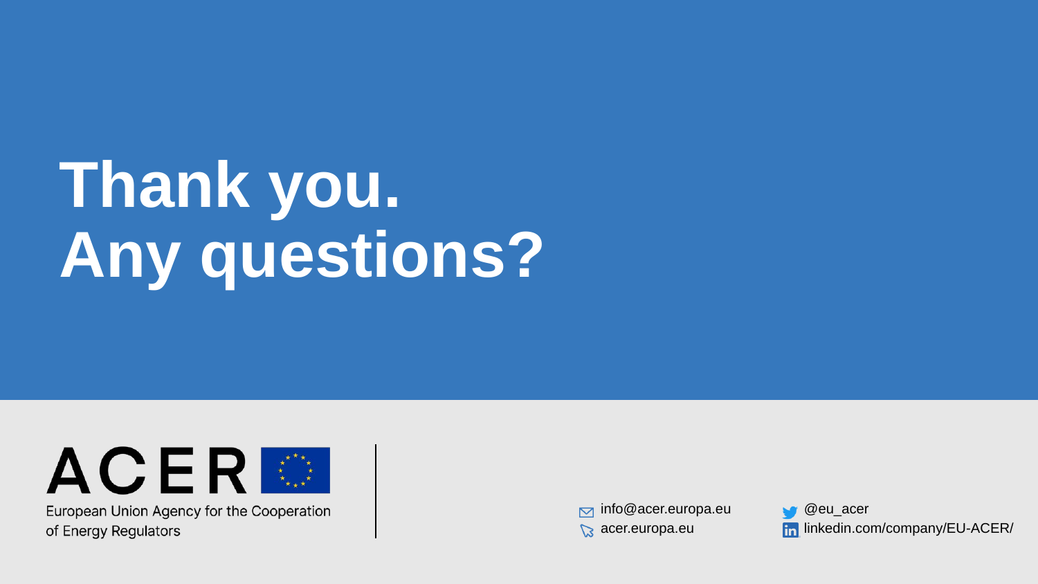# Thank you.
# Any questions?

ACER

European Union Agency for the Cooperation of Energy Regulators

info@acer.europa.eu

acer.europa.eu

@eu_acer

linkedin.com/company/EU-ACER/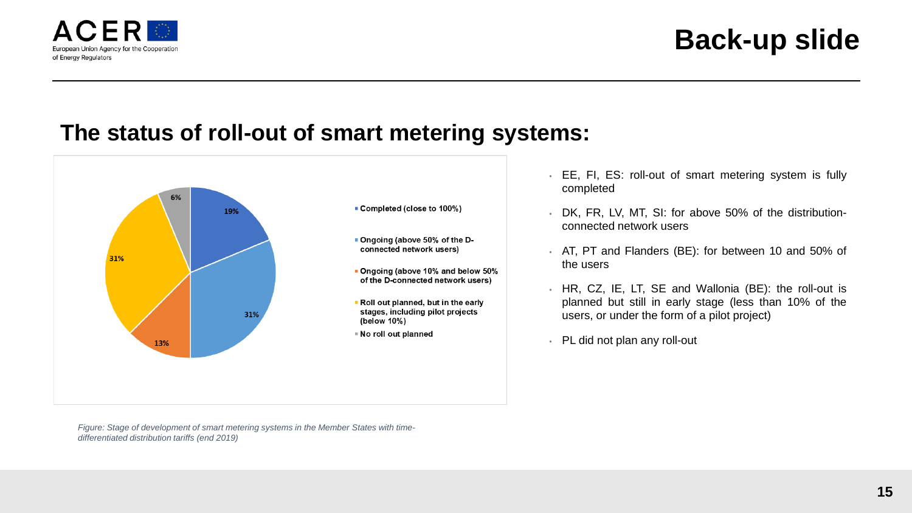# Back-up slide

## The status of roll-out of smart metering systems:

6%

19%

31%

31%

13%

- Completed (close to 100%)
- Ongoing (above 50% of the D-connected network users)
- Ongoing (above 10% and below 50% of the D-connected network users)
- Roll out planned, but in the early stages, including pilot projects (below 10%)
- No roll out planned

*Figure: Stage of development of smart metering systems in the Member States with time-differentiated distribution tariffs (end 2019)*

- EE, FI, ES: roll-out of smart metering system is fully completed
- DK, FR, LV, MT, SI: for above 50% of the distribution-connected network users
- AT, PT and Flanders (BE): for between 10 and 50% of the users
- HR, CZ, IE, LT, SE and Wallonia (BE): the roll-out is planned but still in early stage (less than 10% of the users, or under the form of a pilot project)
- PL did not plan any roll-out